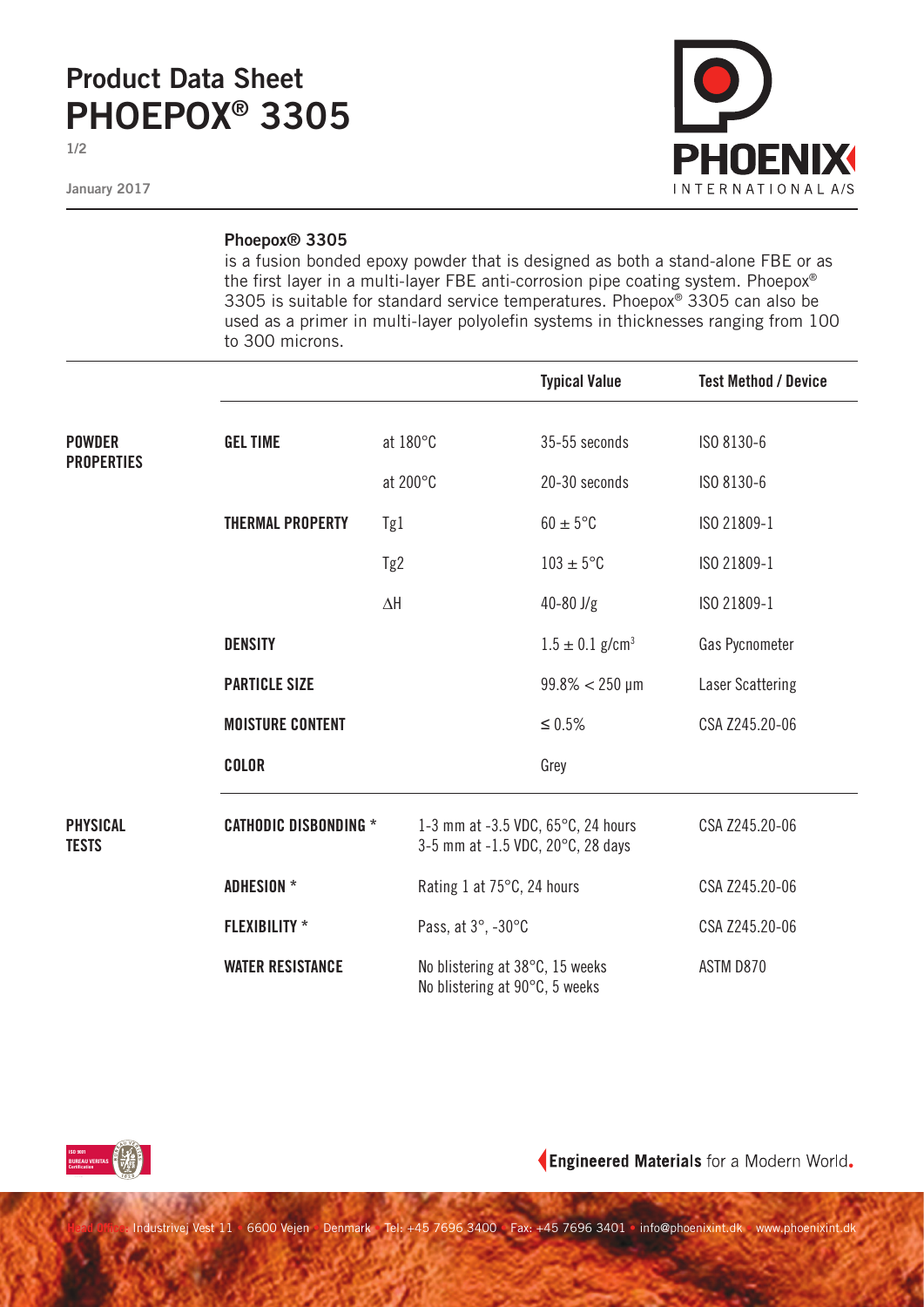# Product Data Sheet
# PHOEPOX® 3305

January 2017

**Phoepox® 3305**
is a fusion bonded epoxy powder that is designed as both a stand-alone FBE or as the first layer in a multi-layer FBE anti-corrosion pipe coating system. Phoepox® 3305 is suitable for standard service temperatures. Phoepox® 3305 can also be used as a primer in multi-layer polyolefin systems in thicknesses ranging from 100 to 300 microns.

| | | | Typical Value | Test Method / Device |
|---|---|---|---|---|
| **POWDER PROPERTIES** | **GEL TIME** | at 180°C | 35-55 seconds | ISO 8130-6 |
| | | at 200°C | 20-30 seconds | ISO 8130-6 |
| | **THERMAL PROPERTY** | Tg1 | 60 ± 5°C | ISO 21809-1 |
| | | Tg2 | 103 ± 5°C | ISO 21809-1 |
| | | ΔH | 40-80 J/g | ISO 21809-1 |
| | **DENSITY** | | 1.5 ± 0.1 g/cm³ | Gas Pycnometer |
| | **PARTICLE SIZE** | | 99.8% < 250 µm | Laser Scattering |
| | **MOISTURE CONTENT** | | ≤ 0.5% | CSA Z245.20-06 |
| | **COLOR** | | Grey | |
| **PHYSICAL TESTS** | **CATHODIC DISBONDING** * | 1-3 mm at -3.5 VDC, 65°C, 24 hours<br>3-5 mm at -1.5 VDC, 20°C, 28 days | | CSA Z245.20-06 |
| | **ADHESION** * | Rating 1 at 75°C, 24 hours | | CSA Z245.20-06 |
| | **FLEXIBILITY** * | Pass, at 3°, -30°C | | CSA Z245.20-06 |
| | **WATER RESISTANCE** | No blistering at 38°C, 15 weeks<br>No blistering at 90°C, 5 weeks | | ASTM D870 |

**Engineered Materials** for a Modern World.

Head Office: Industrivej Vest 11 · 6600 Vejen · Denmark · Tel: +45 7696 3400 · Fax: +45 7696 3401 · info@phoenixint.dk · www.phoenixint.dk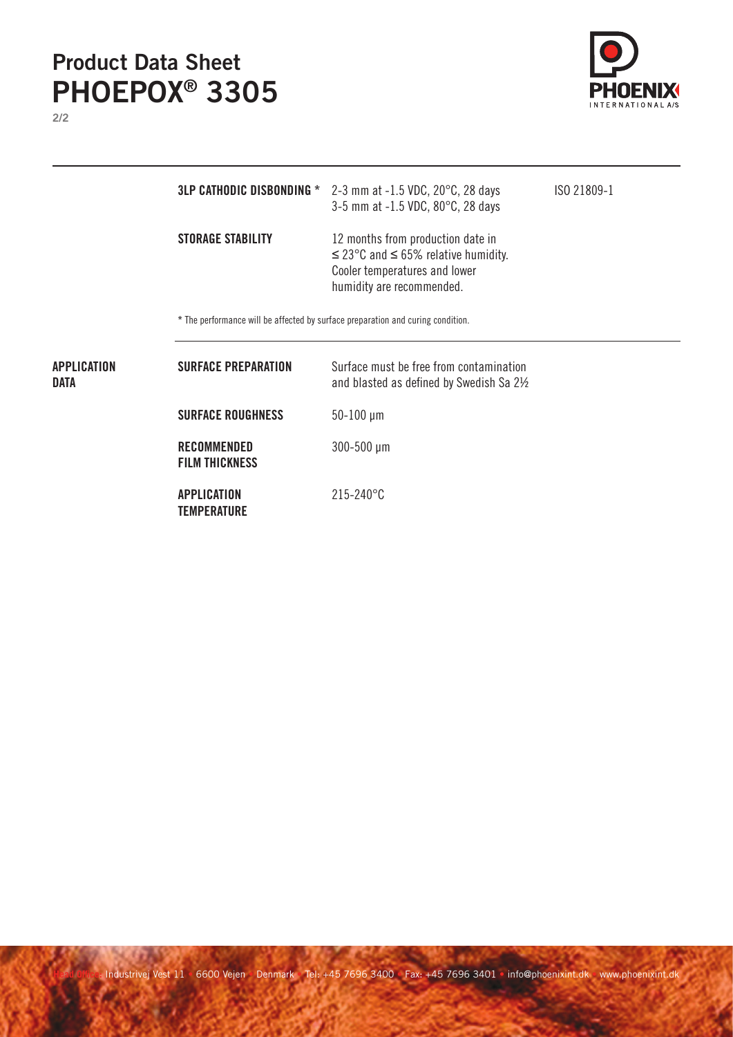# Product Data Sheet
# PHOEPOX® 3305

| | | | |
|---|---|---|---|
| | **3LP CATHODIC DISBONDING** * | 2-3 mm at -1.5 VDC, 20°C, 28 days<br>3-5 mm at -1.5 VDC, 80°C, 28 days | ISO 21809-1 |
| | **STORAGE STABILITY** | 12 months from production date in ≤ 23°C and ≤ 65% relative humidity. Cooler temperatures and lower humidity are recommended. | |

* The performance will be affected by surface preparation and curing condition.

| | | |
|---|---|---|
| **APPLICATION DATA** | **SURFACE PREPARATION** | Surface must be free from contamination and blasted as defined by Swedish Sa 2½ |
| | **SURFACE ROUGHNESS** | 50-100 µm |
| | **RECOMMENDED FILM THICKNESS** | 300-500 µm |
| | **APPLICATION TEMPERATURE** | 215-240°C |

Head Office: Industrivej Vest 11 • 6600 Vejen • Denmark • Tel: +45 7696 3400 • Fax: +45 7696 3401 • info@phoenixint.dk • www.phoenixint.dk